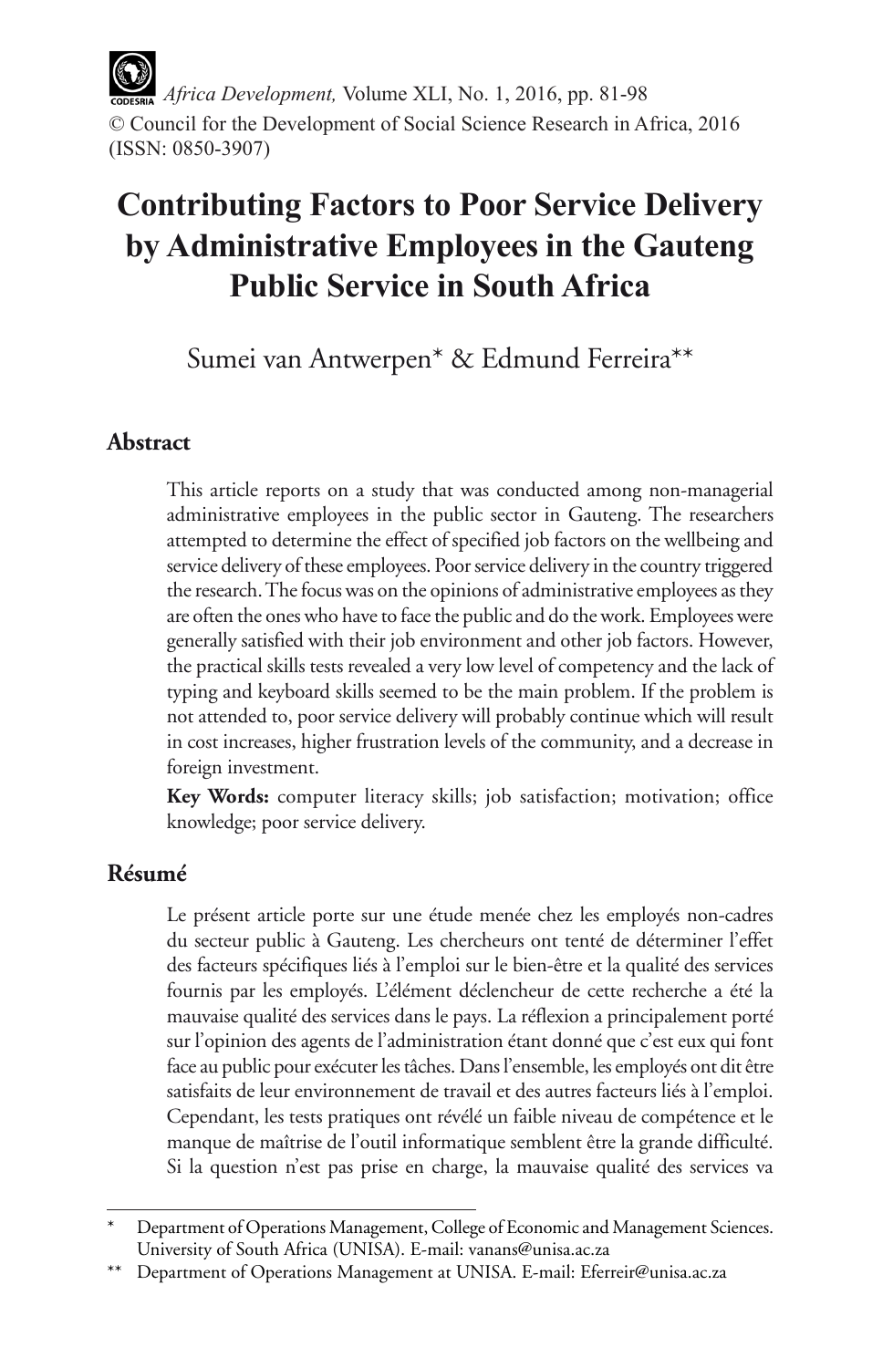# Contributing Factors to Poor Service Delivery by Administrative Employees in the Gauteng Public Service in South Africa

Sumei van Antwerpen* & Edmund Ferreira**

## Abstract

This article reports on a study that was conducted among non-managerial administrative employees in the public sector in Gauteng. The researchers attempted to determine the effect of specified job factors on the wellbeing and service delivery of these employees. Poor service delivery in the country triggered the research. The focus was on the opinions of administrative employees as they are often the ones who have to face the public and do the work. Employees were generally satisfied with their job environment and other job factors. However, the practical skills tests revealed a very low level of competency and the lack of typing and keyboard skills seemed to be the main problem. If the problem is not attended to, poor service delivery will probably continue which will result in cost increases, higher frustration levels of the community, and a decrease in foreign investment.

**Key Words:** computer literacy skills; job satisfaction; motivation; office knowledge; poor service delivery.

## Résumé

Le présent article porte sur une étude menée chez les employés non-cadres du secteur public à Gauteng. Les chercheurs ont tenté de déterminer l'effet des facteurs spécifiques liés à l'emploi sur le bien-être et la qualité des services fournis par les employés. L'élément déclencheur de cette recherche a été la mauvaise qualité des services dans le pays. La réflexion a principalement porté sur l'opinion des agents de l'administration étant donné que c'est eux qui font face au public pour exécuter les tâches. Dans l'ensemble, les employés ont dit être satisfaits de leur environnement de travail et des autres facteurs liés à l'emploi. Cependant, les tests pratiques ont révélé un faible niveau de compétence et le manque de maîtrise de l'outil informatique semblent être la grande difficulté. Si la question n'est pas prise en charge, la mauvaise qualité des services va

---

\* Department of Operations Management, College of Economic and Management Sciences. University of South Africa (UNISA). E-mail: vanans@unisa.ac.za

\** Department of Operations Management at UNISA. E-mail: Eferreir@unisa.ac.za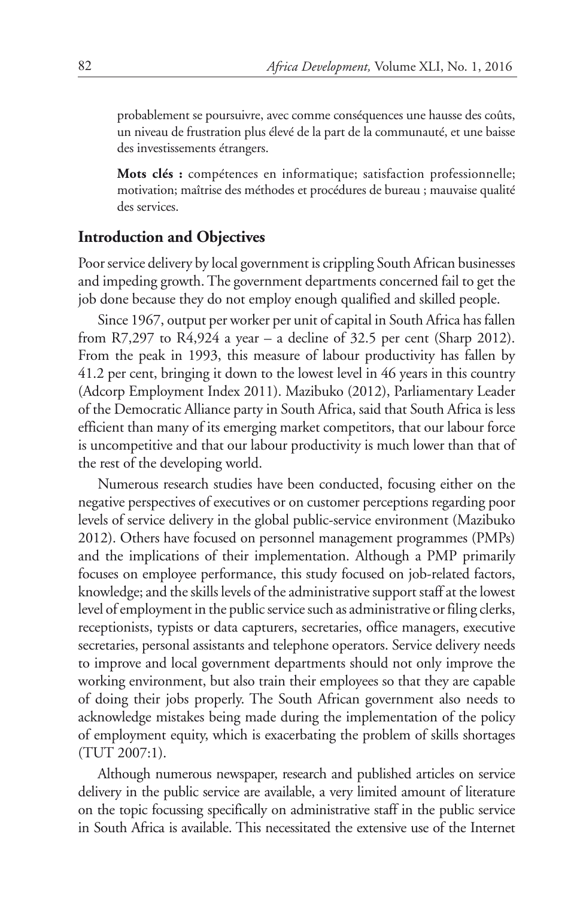probablement se poursuivre, avec comme conséquences une hausse des coûts, un niveau de frustration plus élevé de la part de la communauté, et une baisse des investissements étrangers.

**Mots clés :** compétences en informatique; satisfaction professionnelle; motivation; maîtrise des méthodes et procédures de bureau ; mauvaise qualité des services.

## Introduction and Objectives

Poor service delivery by local government is crippling South African businesses and impeding growth. The government departments concerned fail to get the job done because they do not employ enough qualified and skilled people.

Since 1967, output per worker per unit of capital in South Africa has fallen from R7,297 to R4,924 a year – a decline of 32.5 per cent (Sharp 2012). From the peak in 1993, this measure of labour productivity has fallen by 41.2 per cent, bringing it down to the lowest level in 46 years in this country (Adcorp Employment Index 2011). Mazibuko (2012), Parliamentary Leader of the Democratic Alliance party in South Africa, said that South Africa is less efficient than many of its emerging market competitors, that our labour force is uncompetitive and that our labour productivity is much lower than that of the rest of the developing world.

Numerous research studies have been conducted, focusing either on the negative perspectives of executives or on customer perceptions regarding poor levels of service delivery in the global public-service environment (Mazibuko 2012). Others have focused on personnel management programmes (PMPs) and the implications of their implementation. Although a PMP primarily focuses on employee performance, this study focused on job-related factors, knowledge; and the skills levels of the administrative support staff at the lowest level of employment in the public service such as administrative or filing clerks, receptionists, typists or data capturers, secretaries, office managers, executive secretaries, personal assistants and telephone operators. Service delivery needs to improve and local government departments should not only improve the working environment, but also train their employees so that they are capable of doing their jobs properly. The South African government also needs to acknowledge mistakes being made during the implementation of the policy of employment equity, which is exacerbating the problem of skills shortages (TUT 2007:1).

Although numerous newspaper, research and published articles on service delivery in the public service are available, a very limited amount of literature on the topic focussing specifically on administrative staff in the public service in South Africa is available. This necessitated the extensive use of the Internet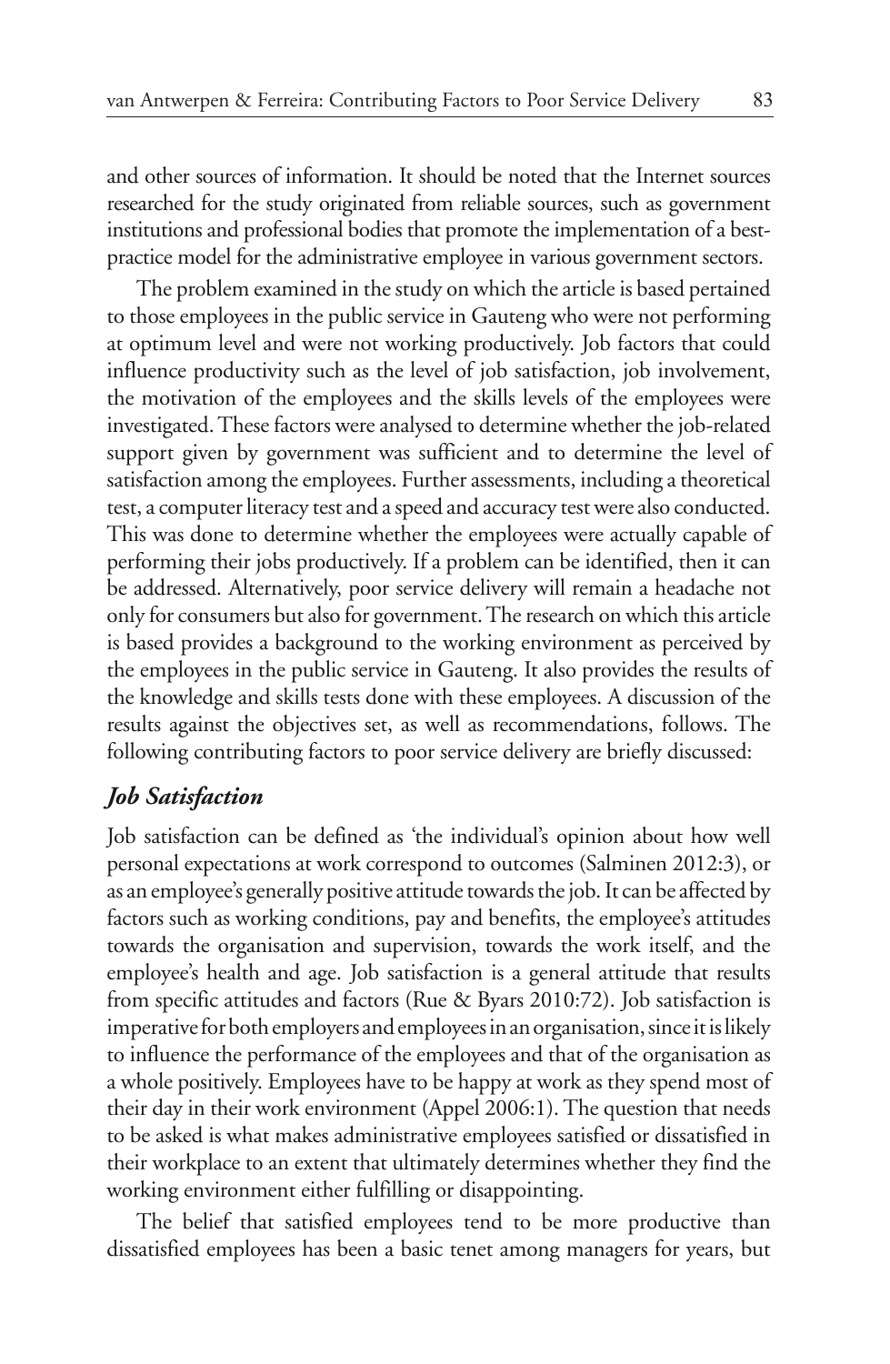and other sources of information. It should be noted that the Internet sources researched for the study originated from reliable sources, such as government institutions and professional bodies that promote the implementation of a best-practice model for the administrative employee in various government sectors.

The problem examined in the study on which the article is based pertained to those employees in the public service in Gauteng who were not performing at optimum level and were not working productively. Job factors that could influence productivity such as the level of job satisfaction, job involvement, the motivation of the employees and the skills levels of the employees were investigated. These factors were analysed to determine whether the job-related support given by government was sufficient and to determine the level of satisfaction among the employees. Further assessments, including a theoretical test, a computer literacy test and a speed and accuracy test were also conducted. This was done to determine whether the employees were actually capable of performing their jobs productively. If a problem can be identified, then it can be addressed. Alternatively, poor service delivery will remain a headache not only for consumers but also for government. The research on which this article is based provides a background to the working environment as perceived by the employees in the public service in Gauteng. It also provides the results of the knowledge and skills tests done with these employees. A discussion of the results against the objectives set, as well as recommendations, follows. The following contributing factors to poor service delivery are briefly discussed:

## *Job Satisfaction*

Job satisfaction can be defined as 'the individual's opinion about how well personal expectations at work correspond to outcomes (Salminen 2012:3), or as an employee's generally positive attitude towards the job. It can be affected by factors such as working conditions, pay and benefits, the employee's attitudes towards the organisation and supervision, towards the work itself, and the employee's health and age. Job satisfaction is a general attitude that results from specific attitudes and factors (Rue & Byars 2010:72). Job satisfaction is imperative for both employers and employees in an organisation, since it is likely to influence the performance of the employees and that of the organisation as a whole positively. Employees have to be happy at work as they spend most of their day in their work environment (Appel 2006:1). The question that needs to be asked is what makes administrative employees satisfied or dissatisfied in their workplace to an extent that ultimately determines whether they find the working environment either fulfilling or disappointing.

The belief that satisfied employees tend to be more productive than dissatisfied employees has been a basic tenet among managers for years, but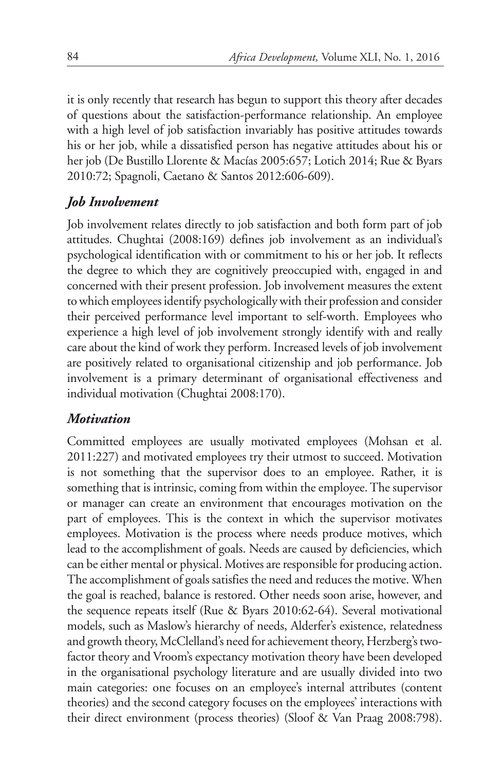it is only recently that research has begun to support this theory after decades of questions about the satisfaction-performance relationship. An employee with a high level of job satisfaction invariably has positive attitudes towards his or her job, while a dissatisfied person has negative attitudes about his or her job (De Bustillo Llorente & Macías 2005:657; Lotich 2014; Rue & Byars 2010:72; Spagnoli, Caetano & Santos 2012:606-609).

### *Job Involvement*

Job involvement relates directly to job satisfaction and both form part of job attitudes. Chughtai (2008:169) defines job involvement as an individual's psychological identification with or commitment to his or her job. It reflects the degree to which they are cognitively preoccupied with, engaged in and concerned with their present profession. Job involvement measures the extent to which employees identify psychologically with their profession and consider their perceived performance level important to self-worth. Employees who experience a high level of job involvement strongly identify with and really care about the kind of work they perform. Increased levels of job involvement are positively related to organisational citizenship and job performance. Job involvement is a primary determinant of organisational effectiveness and individual motivation (Chughtai 2008:170).

### *Motivation*

Committed employees are usually motivated employees (Mohsan et al. 2011:227) and motivated employees try their utmost to succeed. Motivation is not something that the supervisor does to an employee. Rather, it is something that is intrinsic, coming from within the employee. The supervisor or manager can create an environment that encourages motivation on the part of employees. This is the context in which the supervisor motivates employees. Motivation is the process where needs produce motives, which lead to the accomplishment of goals. Needs are caused by deficiencies, which can be either mental or physical. Motives are responsible for producing action. The accomplishment of goals satisfies the need and reduces the motive. When the goal is reached, balance is restored. Other needs soon arise, however, and the sequence repeats itself (Rue & Byars 2010:62-64). Several motivational models, such as Maslow's hierarchy of needs, Alderfer's existence, relatedness and growth theory, McClelland's need for achievement theory, Herzberg's two-factor theory and Vroom's expectancy motivation theory have been developed in the organisational psychology literature and are usually divided into two main categories: one focuses on an employee's internal attributes (content theories) and the second category focuses on the employees' interactions with their direct environment (process theories) (Sloof & Van Praag 2008:798).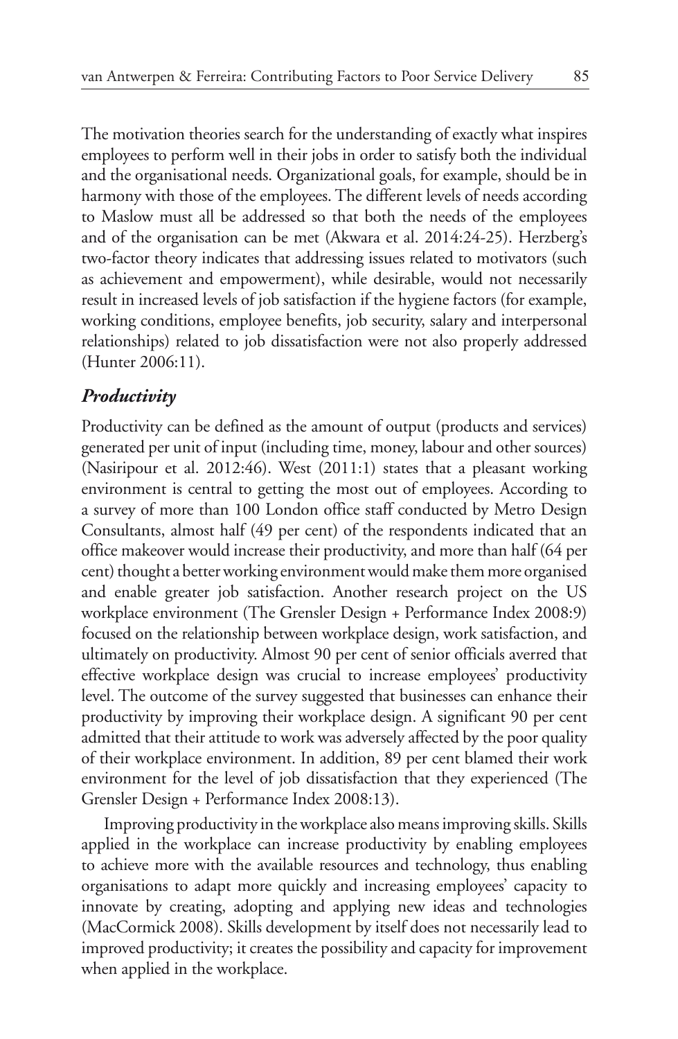The motivation theories search for the understanding of exactly what inspires employees to perform well in their jobs in order to satisfy both the individual and the organisational needs. Organizational goals, for example, should be in harmony with those of the employees. The different levels of needs according to Maslow must all be addressed so that both the needs of the employees and of the organisation can be met (Akwara et al. 2014:24-25). Herzberg's two-factor theory indicates that addressing issues related to motivators (such as achievement and empowerment), while desirable, would not necessarily result in increased levels of job satisfaction if the hygiene factors (for example, working conditions, employee benefits, job security, salary and interpersonal relationships) related to job dissatisfaction were not also properly addressed (Hunter 2006:11).

### *Productivity*

Productivity can be defined as the amount of output (products and services) generated per unit of input (including time, money, labour and other sources) (Nasiripour et al. 2012:46). West (2011:1) states that a pleasant working environment is central to getting the most out of employees. According to a survey of more than 100 London office staff conducted by Metro Design Consultants, almost half (49 per cent) of the respondents indicated that an office makeover would increase their productivity, and more than half (64 per cent) thought a better working environment would make them more organised and enable greater job satisfaction. Another research project on the US workplace environment (The Grensler Design + Performance Index 2008:9) focused on the relationship between workplace design, work satisfaction, and ultimately on productivity. Almost 90 per cent of senior officials averred that effective workplace design was crucial to increase employees' productivity level. The outcome of the survey suggested that businesses can enhance their productivity by improving their workplace design. A significant 90 per cent admitted that their attitude to work was adversely affected by the poor quality of their workplace environment. In addition, 89 per cent blamed their work environment for the level of job dissatisfaction that they experienced (The Grensler Design + Performance Index 2008:13).

Improving productivity in the workplace also means improving skills. Skills applied in the workplace can increase productivity by enabling employees to achieve more with the available resources and technology, thus enabling organisations to adapt more quickly and increasing employees' capacity to innovate by creating, adopting and applying new ideas and technologies (MacCormick 2008). Skills development by itself does not necessarily lead to improved productivity; it creates the possibility and capacity for improvement when applied in the workplace.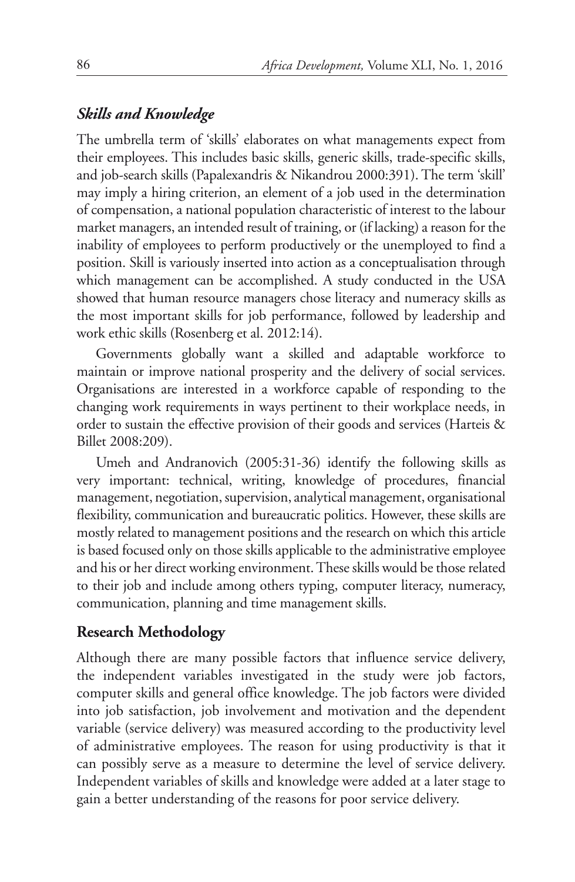### *Skills and Knowledge*

The umbrella term of 'skills' elaborates on what managements expect from their employees. This includes basic skills, generic skills, trade-specific skills, and job-search skills (Papalexandris & Nikandrou 2000:391). The term 'skill' may imply a hiring criterion, an element of a job used in the determination of compensation, a national population characteristic of interest to the labour market managers, an intended result of training, or (if lacking) a reason for the inability of employees to perform productively or the unemployed to find a position. Skill is variously inserted into action as a conceptualisation through which management can be accomplished. A study conducted in the USA showed that human resource managers chose literacy and numeracy skills as the most important skills for job performance, followed by leadership and work ethic skills (Rosenberg et al. 2012:14).

Governments globally want a skilled and adaptable workforce to maintain or improve national prosperity and the delivery of social services. Organisations are interested in a workforce capable of responding to the changing work requirements in ways pertinent to their workplace needs, in order to sustain the effective provision of their goods and services (Harteis & Billet 2008:209).

Umeh and Andranovich (2005:31-36) identify the following skills as very important: technical, writing, knowledge of procedures, financial management, negotiation, supervision, analytical management, organisational flexibility, communication and bureaucratic politics. However, these skills are mostly related to management positions and the research on which this article is based focused only on those skills applicable to the administrative employee and his or her direct working environment. These skills would be those related to their job and include among others typing, computer literacy, numeracy, communication, planning and time management skills.

## Research Methodology

Although there are many possible factors that influence service delivery, the independent variables investigated in the study were job factors, computer skills and general office knowledge. The job factors were divided into job satisfaction, job involvement and motivation and the dependent variable (service delivery) was measured according to the productivity level of administrative employees. The reason for using productivity is that it can possibly serve as a measure to determine the level of service delivery. Independent variables of skills and knowledge were added at a later stage to gain a better understanding of the reasons for poor service delivery.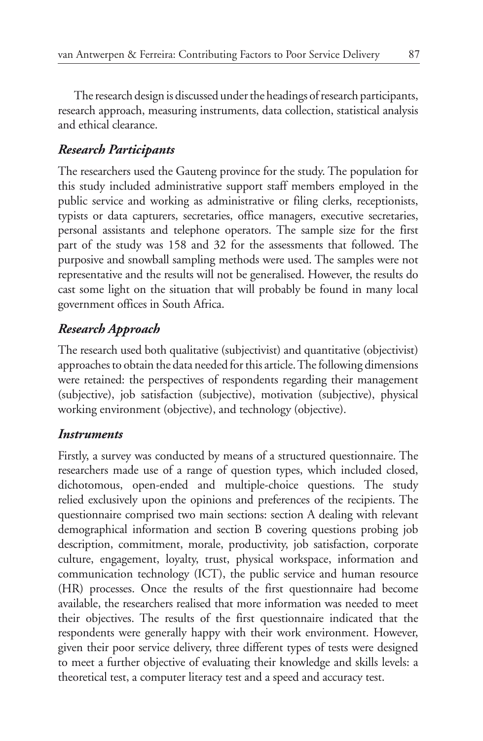The research design is discussed under the headings of research participants, research approach, measuring instruments, data collection, statistical analysis and ethical clearance.

### *Research Participants*

The researchers used the Gauteng province for the study. The population for this study included administrative support staff members employed in the public service and working as administrative or filing clerks, receptionists, typists or data capturers, secretaries, office managers, executive secretaries, personal assistants and telephone operators. The sample size for the first part of the study was 158 and 32 for the assessments that followed. The purposive and snowball sampling methods were used. The samples were not representative and the results will not be generalised. However, the results do cast some light on the situation that will probably be found in many local government offices in South Africa.

### *Research Approach*

The research used both qualitative (subjectivist) and quantitative (objectivist) approaches to obtain the data needed for this article. The following dimensions were retained: the perspectives of respondents regarding their management (subjective), job satisfaction (subjective), motivation (subjective), physical working environment (objective), and technology (objective).

### *Instruments*

Firstly, a survey was conducted by means of a structured questionnaire. The researchers made use of a range of question types, which included closed, dichotomous, open-ended and multiple-choice questions. The study relied exclusively upon the opinions and preferences of the recipients. The questionnaire comprised two main sections: section A dealing with relevant demographical information and section B covering questions probing job description, commitment, morale, productivity, job satisfaction, corporate culture, engagement, loyalty, trust, physical workspace, information and communication technology (ICT), the public service and human resource (HR) processes. Once the results of the first questionnaire had become available, the researchers realised that more information was needed to meet their objectives. The results of the first questionnaire indicated that the respondents were generally happy with their work environment. However, given their poor service delivery, three different types of tests were designed to meet a further objective of evaluating their knowledge and skills levels: a theoretical test, a computer literacy test and a speed and accuracy test.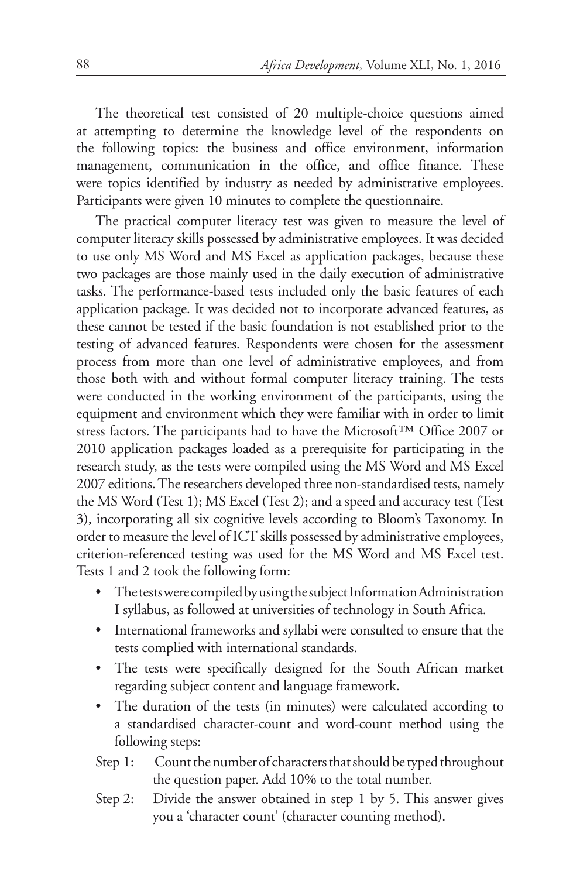The theoretical test consisted of 20 multiple-choice questions aimed at attempting to determine the knowledge level of the respondents on the following topics: the business and office environment, information management, communication in the office, and office finance. These were topics identified by industry as needed by administrative employees. Participants were given 10 minutes to complete the questionnaire.

The practical computer literacy test was given to measure the level of computer literacy skills possessed by administrative employees. It was decided to use only MS Word and MS Excel as application packages, because these two packages are those mainly used in the daily execution of administrative tasks. The performance-based tests included only the basic features of each application package. It was decided not to incorporate advanced features, as these cannot be tested if the basic foundation is not established prior to the testing of advanced features. Respondents were chosen for the assessment process from more than one level of administrative employees, and from those both with and without formal computer literacy training. The tests were conducted in the working environment of the participants, using the equipment and environment which they were familiar with in order to limit stress factors. The participants had to have the Microsoft™ Office 2007 or 2010 application packages loaded as a prerequisite for participating in the research study, as the tests were compiled using the MS Word and MS Excel 2007 editions. The researchers developed three non-standardised tests, namely the MS Word (Test 1); MS Excel (Test 2); and a speed and accuracy test (Test 3), incorporating all six cognitive levels according to Bloom's Taxonomy. In order to measure the level of ICT skills possessed by administrative employees, criterion-referenced testing was used for the MS Word and MS Excel test. Tests 1 and 2 took the following form:

- The tests were compiled by using the subject Information Administration I syllabus, as followed at universities of technology in South Africa.
- International frameworks and syllabi were consulted to ensure that the tests complied with international standards.
- The tests were specifically designed for the South African market regarding subject content and language framework.
- The duration of the tests (in minutes) were calculated according to a standardised character-count and word-count method using the following steps:

Step 1: Count the number of characters that should be typed throughout the question paper. Add 10% to the total number.

Step 2: Divide the answer obtained in step 1 by 5. This answer gives you a 'character count' (character counting method).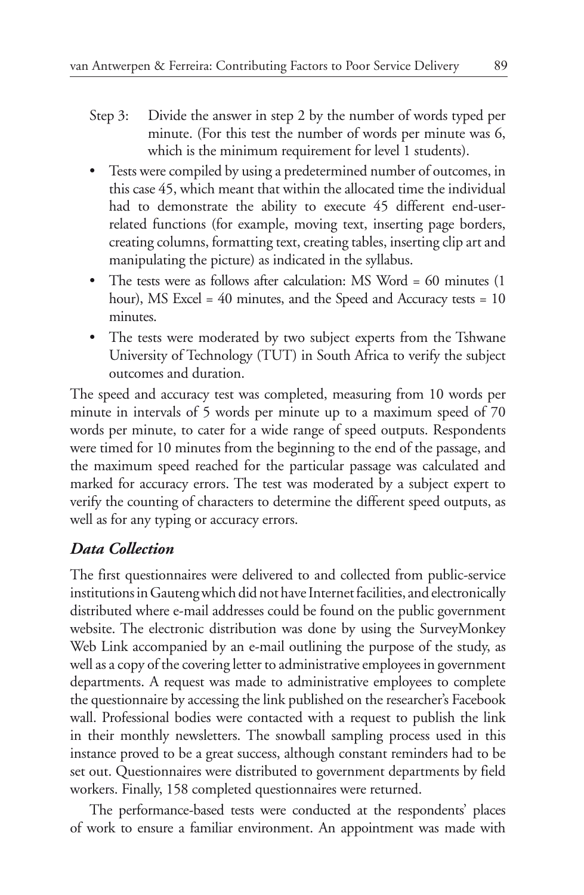Step 3: Divide the answer in step 2 by the number of words typed per minute. (For this test the number of words per minute was 6, which is the minimum requirement for level 1 students).

- Tests were compiled by using a predetermined number of outcomes, in this case 45, which meant that within the allocated time the individual had to demonstrate the ability to execute 45 different end-user-related functions (for example, moving text, inserting page borders, creating columns, formatting text, creating tables, inserting clip art and manipulating the picture) as indicated in the syllabus.
- The tests were as follows after calculation: MS Word = 60 minutes (1 hour), MS Excel = 40 minutes, and the Speed and Accuracy tests = 10 minutes.
- The tests were moderated by two subject experts from the Tshwane University of Technology (TUT) in South Africa to verify the subject outcomes and duration.

The speed and accuracy test was completed, measuring from 10 words per minute in intervals of 5 words per minute up to a maximum speed of 70 words per minute, to cater for a wide range of speed outputs. Respondents were timed for 10 minutes from the beginning to the end of the passage, and the maximum speed reached for the particular passage was calculated and marked for accuracy errors. The test was moderated by a subject expert to verify the counting of characters to determine the different speed outputs, as well as for any typing or accuracy errors.

### *Data Collection*

The first questionnaires were delivered to and collected from public-service institutions in Gauteng which did not have Internet facilities, and electronically distributed where e-mail addresses could be found on the public government website. The electronic distribution was done by using the SurveyMonkey Web Link accompanied by an e-mail outlining the purpose of the study, as well as a copy of the covering letter to administrative employees in government departments. A request was made to administrative employees to complete the questionnaire by accessing the link published on the researcher's Facebook wall. Professional bodies were contacted with a request to publish the link in their monthly newsletters. The snowball sampling process used in this instance proved to be a great success, although constant reminders had to be set out. Questionnaires were distributed to government departments by field workers. Finally, 158 completed questionnaires were returned.

The performance-based tests were conducted at the respondents' places of work to ensure a familiar environment. An appointment was made with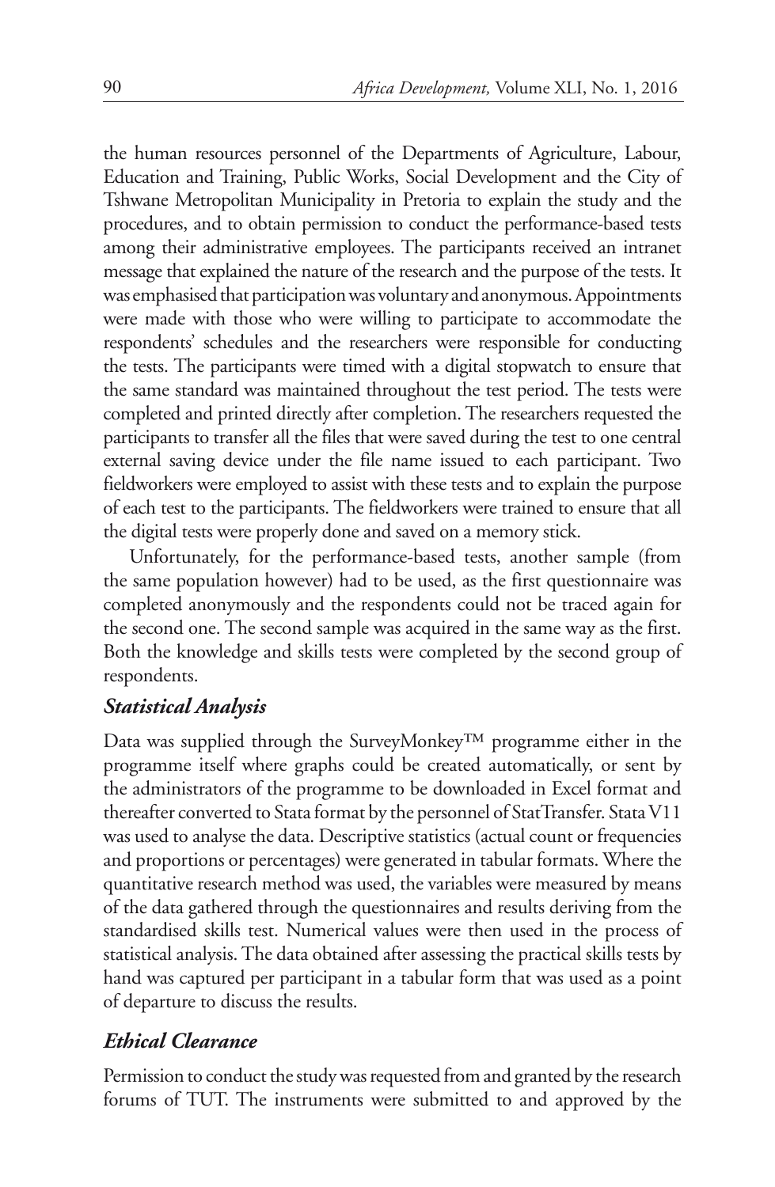the human resources personnel of the Departments of Agriculture, Labour, Education and Training, Public Works, Social Development and the City of Tshwane Metropolitan Municipality in Pretoria to explain the study and the procedures, and to obtain permission to conduct the performance-based tests among their administrative employees. The participants received an intranet message that explained the nature of the research and the purpose of the tests. It was emphasised that participation was voluntary and anonymous. Appointments were made with those who were willing to participate to accommodate the respondents' schedules and the researchers were responsible for conducting the tests. The participants were timed with a digital stopwatch to ensure that the same standard was maintained throughout the test period. The tests were completed and printed directly after completion. The researchers requested the participants to transfer all the files that were saved during the test to one central external saving device under the file name issued to each participant. Two fieldworkers were employed to assist with these tests and to explain the purpose of each test to the participants. The fieldworkers were trained to ensure that all the digital tests were properly done and saved on a memory stick.

Unfortunately, for the performance-based tests, another sample (from the same population however) had to be used, as the first questionnaire was completed anonymously and the respondents could not be traced again for the second one. The second sample was acquired in the same way as the first. Both the knowledge and skills tests were completed by the second group of respondents.

### *Statistical Analysis*

Data was supplied through the SurveyMonkey™ programme either in the programme itself where graphs could be created automatically, or sent by the administrators of the programme to be downloaded in Excel format and thereafter converted to Stata format by the personnel of StatTransfer. Stata V11 was used to analyse the data. Descriptive statistics (actual count or frequencies and proportions or percentages) were generated in tabular formats. Where the quantitative research method was used, the variables were measured by means of the data gathered through the questionnaires and results deriving from the standardised skills test. Numerical values were then used in the process of statistical analysis. The data obtained after assessing the practical skills tests by hand was captured per participant in a tabular form that was used as a point of departure to discuss the results.

### *Ethical Clearance*

Permission to conduct the study was requested from and granted by the research forums of TUT. The instruments were submitted to and approved by the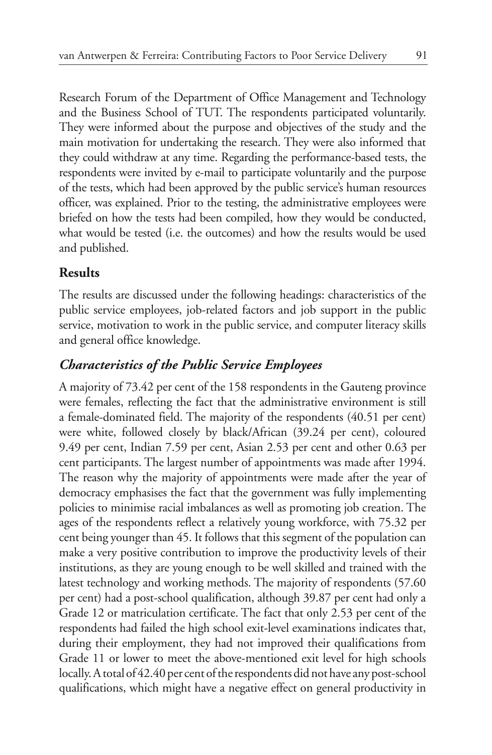Research Forum of the Department of Office Management and Technology and the Business School of TUT. The respondents participated voluntarily. They were informed about the purpose and objectives of the study and the main motivation for undertaking the research. They were also informed that they could withdraw at any time. Regarding the performance-based tests, the respondents were invited by e-mail to participate voluntarily and the purpose of the tests, which had been approved by the public service's human resources officer, was explained. Prior to the testing, the administrative employees were briefed on how the tests had been compiled, how they would be conducted, what would be tested (i.e. the outcomes) and how the results would be used and published.

## Results

The results are discussed under the following headings: characteristics of the public service employees, job-related factors and job support in the public service, motivation to work in the public service, and computer literacy skills and general office knowledge.

### *Characteristics of the Public Service Employees*

A majority of 73.42 per cent of the 158 respondents in the Gauteng province were females, reflecting the fact that the administrative environment is still a female-dominated field. The majority of the respondents (40.51 per cent) were white, followed closely by black/African (39.24 per cent), coloured 9.49 per cent, Indian 7.59 per cent, Asian 2.53 per cent and other 0.63 per cent participants. The largest number of appointments was made after 1994. The reason why the majority of appointments were made after the year of democracy emphasises the fact that the government was fully implementing policies to minimise racial imbalances as well as promoting job creation. The ages of the respondents reflect a relatively young workforce, with 75.32 per cent being younger than 45. It follows that this segment of the population can make a very positive contribution to improve the productivity levels of their institutions, as they are young enough to be well skilled and trained with the latest technology and working methods. The majority of respondents (57.60 per cent) had a post-school qualification, although 39.87 per cent had only a Grade 12 or matriculation certificate. The fact that only 2.53 per cent of the respondents had failed the high school exit-level examinations indicates that, during their employment, they had not improved their qualifications from Grade 11 or lower to meet the above-mentioned exit level for high schools locally. A total of 42.40 per cent of the respondents did not have any post-school qualifications, which might have a negative effect on general productivity in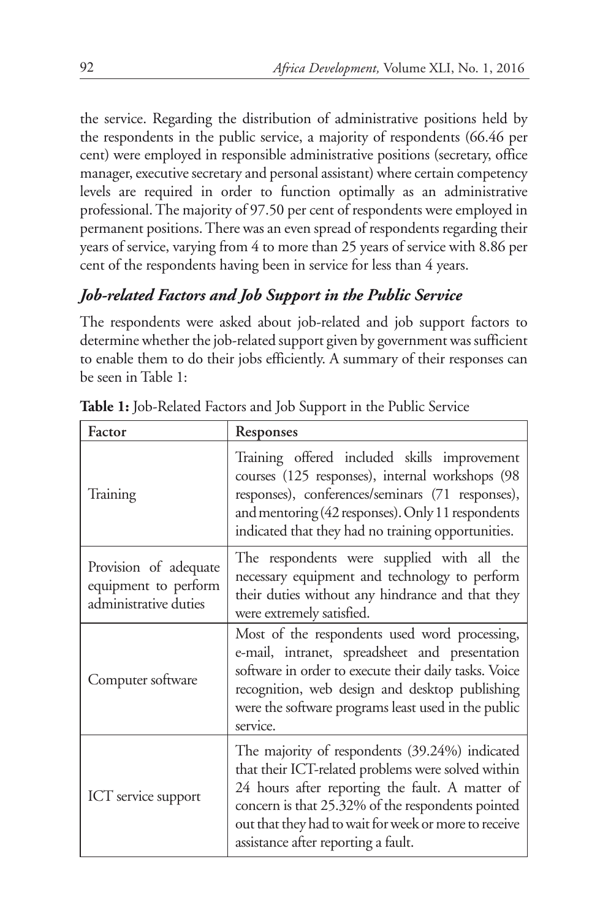the service. Regarding the distribution of administrative positions held by the respondents in the public service, a majority of respondents (66.46 per cent) were employed in responsible administrative positions (secretary, office manager, executive secretary and personal assistant) where certain competency levels are required in order to function optimally as an administrative professional. The majority of 97.50 per cent of respondents were employed in permanent positions. There was an even spread of respondents regarding their years of service, varying from 4 to more than 25 years of service with 8.86 per cent of the respondents having been in service for less than 4 years.

### *Job-related Factors and Job Support in the Public Service*

The respondents were asked about job-related and job support factors to determine whether the job-related support given by government was sufficient to enable them to do their jobs efficiently. A summary of their responses can be seen in Table 1:

**Table 1:** Job-Related Factors and Job Support in the Public Service

| Factor | Responses |
|---|---|
| Training | Training offered included skills improvement courses (125 responses), internal workshops (98 responses), conferences/seminars (71 responses), and mentoring (42 responses). Only 11 respondents indicated that they had no training opportunities. |
| Provision of adequate equipment to perform administrative duties | The respondents were supplied with all the necessary equipment and technology to perform their duties without any hindrance and that they were extremely satisfied. |
| Computer software | Most of the respondents used word processing, e-mail, intranet, spreadsheet and presentation software in order to execute their daily tasks. Voice recognition, web design and desktop publishing were the software programs least used in the public service. |
| ICT service support | The majority of respondents (39.24%) indicated that their ICT-related problems were solved within 24 hours after reporting the fault. A matter of concern is that 25.32% of the respondents pointed out that they had to wait for week or more to receive assistance after reporting a fault. |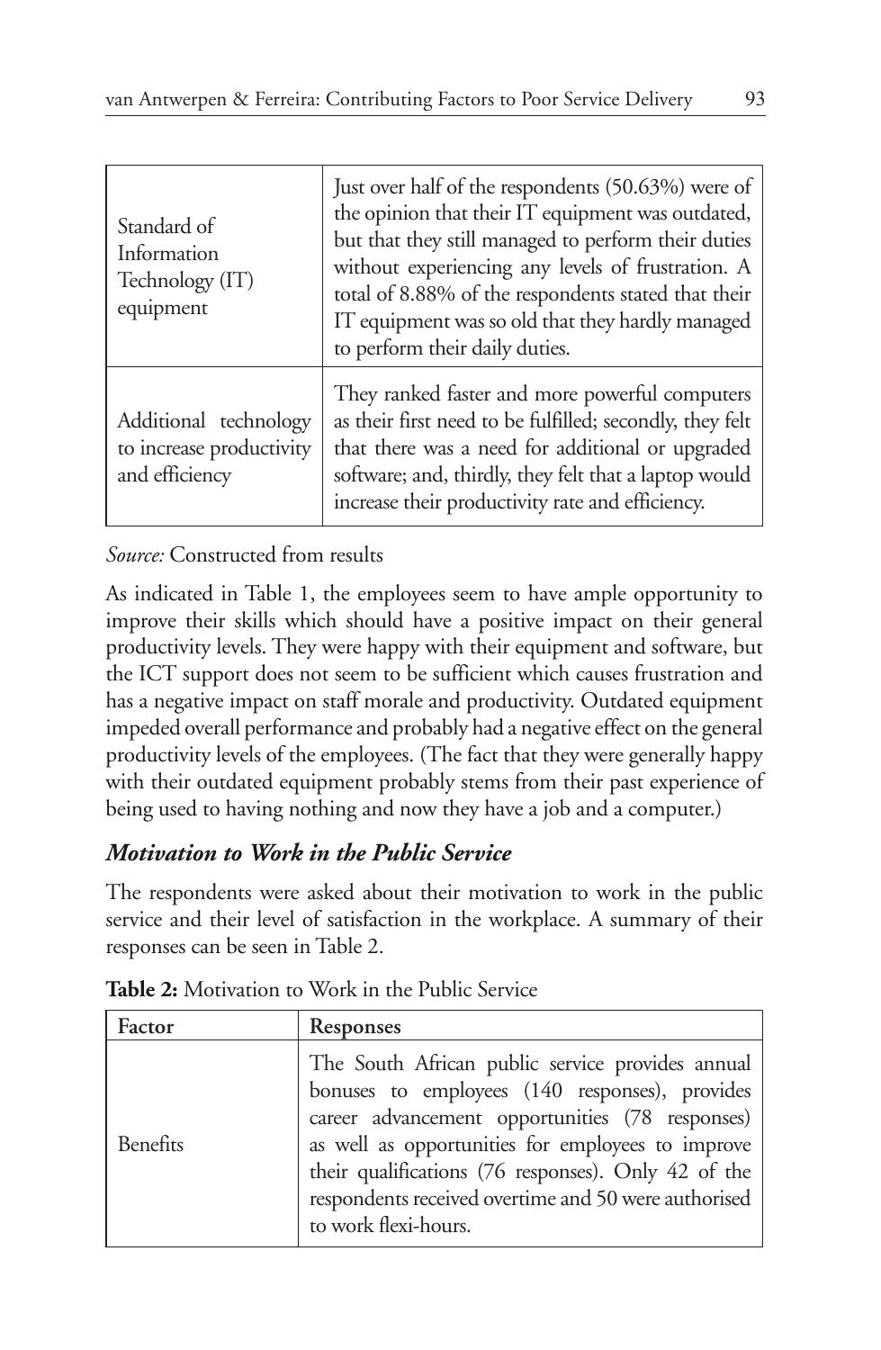| | |
|---|---|
| Standard of Information Technology (IT) equipment | Just over half of the respondents (50.63%) were of the opinion that their IT equipment was outdated, but that they still managed to perform their duties without experiencing any levels of frustration. A total of 8.88% of the respondents stated that their IT equipment was so old that they hardly managed to perform their daily duties. |
| Additional technology to increase productivity and efficiency | They ranked faster and more powerful computers as their first need to be fulfilled; secondly, they felt that there was a need for additional or upgraded software; and, thirdly, they felt that a laptop would increase their productivity rate and efficiency. |

*Source:* Constructed from results

As indicated in Table 1, the employees seem to have ample opportunity to improve their skills which should have a positive impact on their general productivity levels. They were happy with their equipment and software, but the ICT support does not seem to be sufficient which causes frustration and has a negative impact on staff morale and productivity. Outdated equipment impeded overall performance and probably had a negative effect on the general productivity levels of the employees. (The fact that they were generally happy with their outdated equipment probably stems from their past experience of being used to having nothing and now they have a job and a computer.)

### *Motivation to Work in the Public Service*

The respondents were asked about their motivation to work in the public service and their level of satisfaction in the workplace. A summary of their responses can be seen in Table 2.

**Table 2:** Motivation to Work in the Public Service

| Factor | Responses |
|---|---|
| Benefits | The South African public service provides annual bonuses to employees (140 responses), provides career advancement opportunities (78 responses) as well as opportunities for employees to improve their qualifications (76 responses). Only 42 of the respondents received overtime and 50 were authorised to work flexi-hours. |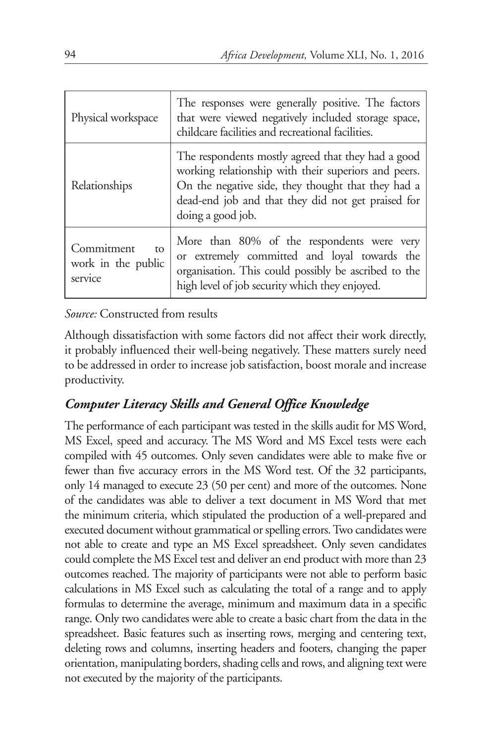| | |
|---|---|
| Physical workspace | The responses were generally positive. The factors that were viewed negatively included storage space, childcare facilities and recreational facilities. |
| Relationships | The respondents mostly agreed that they had a good working relationship with their superiors and peers. On the negative side, they thought that they had a dead-end job and that they did not get praised for doing a good job. |
| Commitment to work in the public service | More than 80% of the respondents were very or extremely committed and loyal towards the organisation. This could possibly be ascribed to the high level of job security which they enjoyed. |

*Source:* Constructed from results

Although dissatisfaction with some factors did not affect their work directly, it probably influenced their well-being negatively. These matters surely need to be addressed in order to increase job satisfaction, boost morale and increase productivity.

### *Computer Literacy Skills and General Office Knowledge*

The performance of each participant was tested in the skills audit for MS Word, MS Excel, speed and accuracy. The MS Word and MS Excel tests were each compiled with 45 outcomes. Only seven candidates were able to make five or fewer than five accuracy errors in the MS Word test. Of the 32 participants, only 14 managed to execute 23 (50 per cent) and more of the outcomes. None of the candidates was able to deliver a text document in MS Word that met the minimum criteria, which stipulated the production of a well-prepared and executed document without grammatical or spelling errors. Two candidates were not able to create and type an MS Excel spreadsheet. Only seven candidates could complete the MS Excel test and deliver an end product with more than 23 outcomes reached. The majority of participants were not able to perform basic calculations in MS Excel such as calculating the total of a range and to apply formulas to determine the average, minimum and maximum data in a specific range. Only two candidates were able to create a basic chart from the data in the spreadsheet. Basic features such as inserting rows, merging and centering text, deleting rows and columns, inserting headers and footers, changing the paper orientation, manipulating borders, shading cells and rows, and aligning text were not executed by the majority of the participants.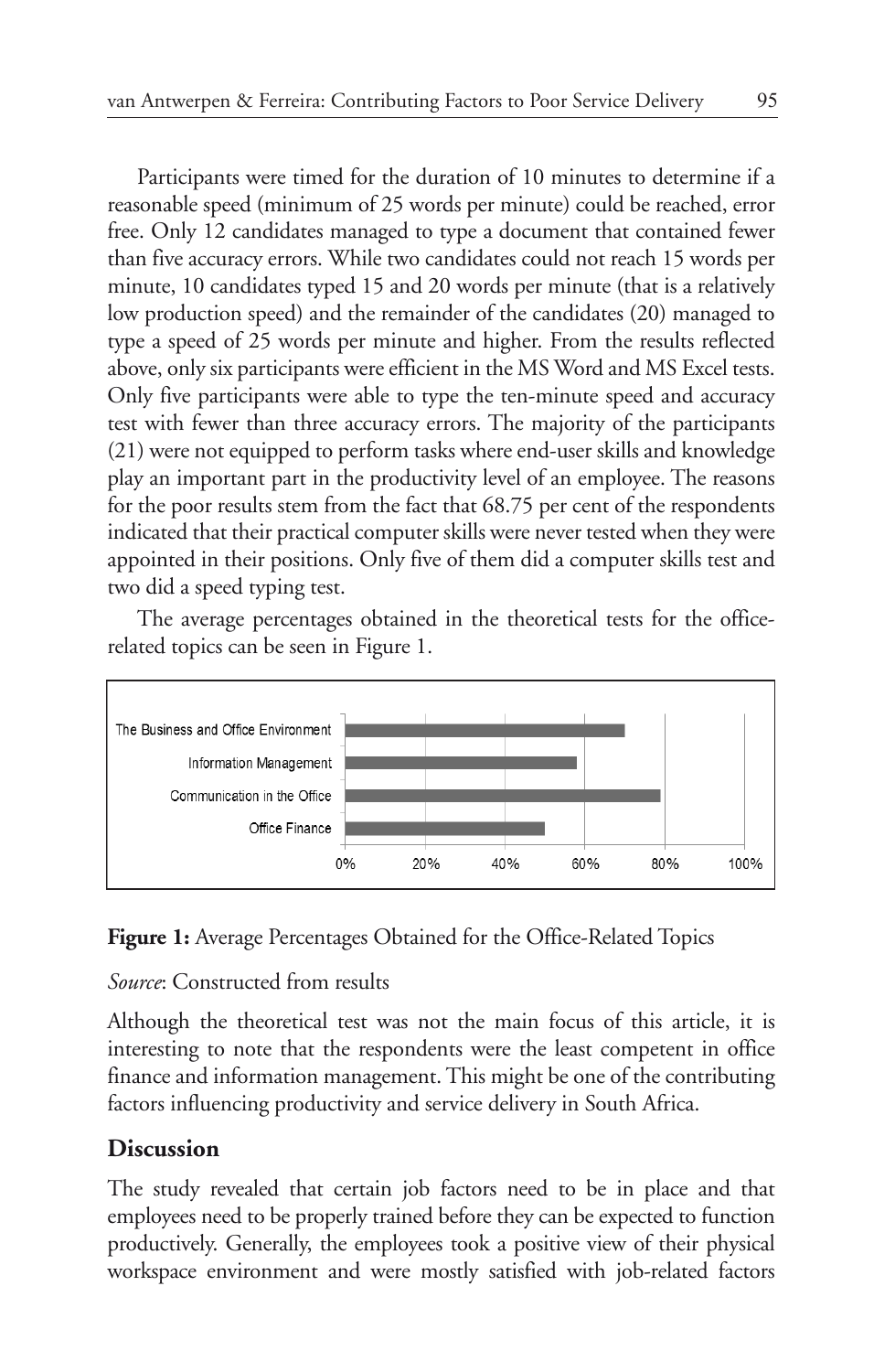Participants were timed for the duration of 10 minutes to determine if a reasonable speed (minimum of 25 words per minute) could be reached, error free. Only 12 candidates managed to type a document that contained fewer than five accuracy errors. While two candidates could not reach 15 words per minute, 10 candidates typed 15 and 20 words per minute (that is a relatively low production speed) and the remainder of the candidates (20) managed to type a speed of 25 words per minute and higher. From the results reflected above, only six participants were efficient in the MS Word and MS Excel tests. Only five participants were able to type the ten-minute speed and accuracy test with fewer than three accuracy errors. The majority of the participants (21) were not equipped to perform tasks where end-user skills and knowledge play an important part in the productivity level of an employee. The reasons for the poor results stem from the fact that 68.75 per cent of the respondents indicated that their practical computer skills were never tested when they were appointed in their positions. Only five of them did a computer skills test and two did a speed typing test.

The average percentages obtained in the theoretical tests for the office-related topics can be seen in Figure 1.

**Figure 1:** Average Percentages Obtained for the Office-Related Topics

*Source*: Constructed from results

Although the theoretical test was not the main focus of this article, it is interesting to note that the respondents were the least competent in office finance and information management. This might be one of the contributing factors influencing productivity and service delivery in South Africa.

## Discussion

The study revealed that certain job factors need to be in place and that employees need to be properly trained before they can be expected to function productively. Generally, the employees took a positive view of their physical workspace environment and were mostly satisfied with job-related factors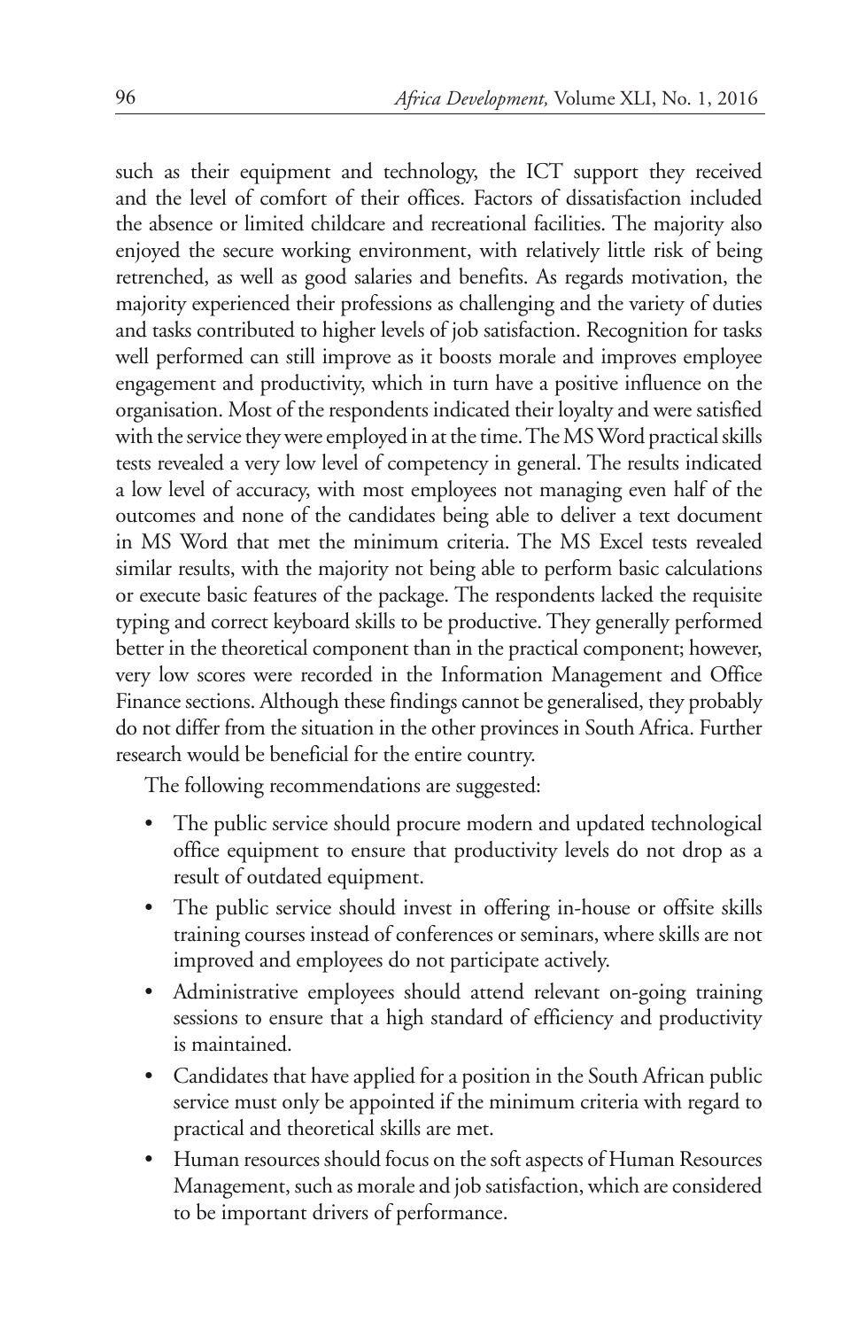such as their equipment and technology, the ICT support they received and the level of comfort of their offices. Factors of dissatisfaction included the absence or limited childcare and recreational facilities. The majority also enjoyed the secure working environment, with relatively little risk of being retrenched, as well as good salaries and benefits. As regards motivation, the majority experienced their professions as challenging and the variety of duties and tasks contributed to higher levels of job satisfaction. Recognition for tasks well performed can still improve as it boosts morale and improves employee engagement and productivity, which in turn have a positive influence on the organisation. Most of the respondents indicated their loyalty and were satisfied with the service they were employed in at the time. The MS Word practical skills tests revealed a very low level of competency in general. The results indicated a low level of accuracy, with most employees not managing even half of the outcomes and none of the candidates being able to deliver a text document in MS Word that met the minimum criteria. The MS Excel tests revealed similar results, with the majority not being able to perform basic calculations or execute basic features of the package. The respondents lacked the requisite typing and correct keyboard skills to be productive. They generally performed better in the theoretical component than in the practical component; however, very low scores were recorded in the Information Management and Office Finance sections. Although these findings cannot be generalised, they probably do not differ from the situation in the other provinces in South Africa. Further research would be beneficial for the entire country.

The following recommendations are suggested:

- The public service should procure modern and updated technological office equipment to ensure that productivity levels do not drop as a result of outdated equipment.
- The public service should invest in offering in-house or offsite skills training courses instead of conferences or seminars, where skills are not improved and employees do not participate actively.
- Administrative employees should attend relevant on-going training sessions to ensure that a high standard of efficiency and productivity is maintained.
- Candidates that have applied for a position in the South African public service must only be appointed if the minimum criteria with regard to practical and theoretical skills are met.
- Human resources should focus on the soft aspects of Human Resources Management, such as morale and job satisfaction, which are considered to be important drivers of performance.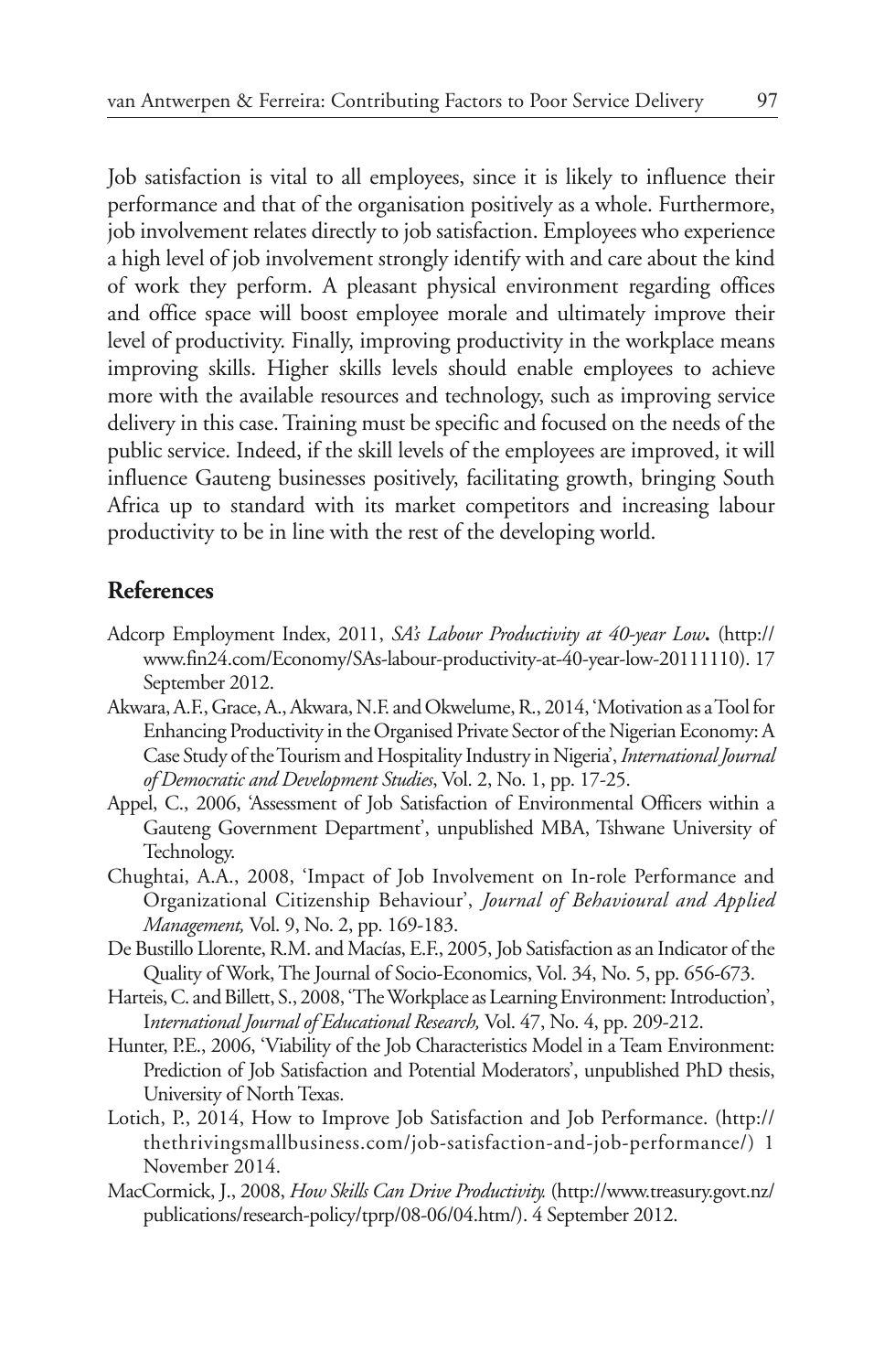Job satisfaction is vital to all employees, since it is likely to influence their performance and that of the organisation positively as a whole. Furthermore, job involvement relates directly to job satisfaction. Employees who experience a high level of job involvement strongly identify with and care about the kind of work they perform. A pleasant physical environment regarding offices and office space will boost employee morale and ultimately improve their level of productivity. Finally, improving productivity in the workplace means improving skills. Higher skills levels should enable employees to achieve more with the available resources and technology, such as improving service delivery in this case. Training must be specific and focused on the needs of the public service. Indeed, if the skill levels of the employees are improved, it will influence Gauteng businesses positively, facilitating growth, bringing South Africa up to standard with its market competitors and increasing labour productivity to be in line with the rest of the developing world.

## References

Adcorp Employment Index, 2011, *SA's Labour Productivity at 40-year Low***.** (http://www.fin24.com/Economy/SAs-labour-productivity-at-40-year-low-20111110). 17 September 2012.

Akwara, A.F., Grace, A., Akwara, N.F. and Okwelume, R., 2014, 'Motivation as a Tool for Enhancing Productivity in the Organised Private Sector of the Nigerian Economy: A Case Study of the Tourism and Hospitality Industry in Nigeria', *International Journal of Democratic and Development Studies*, Vol. 2, No. 1, pp. 17-25.

Appel, C., 2006, 'Assessment of Job Satisfaction of Environmental Officers within a Gauteng Government Department', unpublished MBA, Tshwane University of Technology.

Chughtai, A.A., 2008, 'Impact of Job Involvement on In-role Performance and Organizational Citizenship Behaviour', *Journal of Behavioural and Applied Management,* Vol. 9, No. 2, pp. 169-183.

De Bustillo Llorente, R.M. and Macías, E.F., 2005, Job Satisfaction as an Indicator of the Quality of Work, The Journal of Socio-Economics, Vol. 34, No. 5, pp. 656-673.

Harteis, C. and Billett, S., 2008, 'The Workplace as Learning Environment: Introduction', I*nternational Journal of Educational Research,* Vol. 47, No. 4, pp. 209-212.

Hunter, P.E., 2006, 'Viability of the Job Characteristics Model in a Team Environment: Prediction of Job Satisfaction and Potential Moderators', unpublished PhD thesis, University of North Texas.

Lotich, P., 2014, How to Improve Job Satisfaction and Job Performance. (http://thethrivingsmallbusiness.com/job-satisfaction-and-job-performance/) 1 November 2014.

MacCormick, J., 2008, *How Skills Can Drive Productivity.* (http://www.treasury.govt.nz/publications/research-policy/tprp/08-06/04.htm/). 4 September 2012.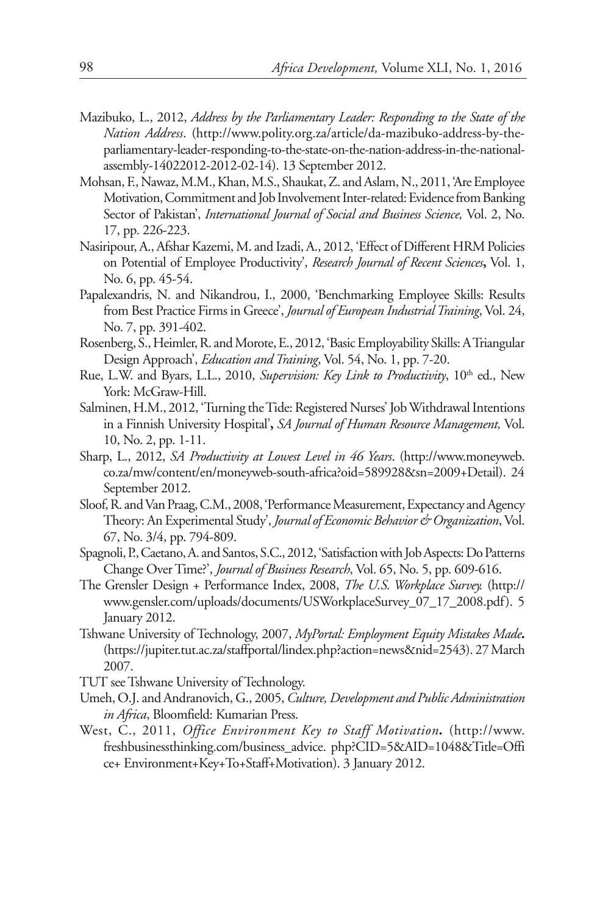Mazibuko, L., 2012, *Address by the Parliamentary Leader: Responding to the State of the Nation Address*. (http://www.polity.org.za/article/da-mazibuko-address-by-the-parliamentary-leader-responding-to-the-state-on-the-nation-address-in-the-national-assembly-14022012-2012-02-14). 13 September 2012.

Mohsan, F., Nawaz, M.M., Khan, M.S., Shaukat, Z. and Aslam, N., 2011, 'Are Employee Motivation, Commitment and Job Involvement Inter-related: Evidence from Banking Sector of Pakistan', *International Journal of Social and Business Science,* Vol. 2, No. 17, pp. 226-223.

Nasiripour, A., Afshar Kazemi, M. and Izadi, A., 2012, 'Effect of Different HRM Policies on Potential of Employee Productivity', *Research Journal of Recent Sciences***,** Vol. 1, No. 6, pp. 45-54.

Papalexandris, N. and Nikandrou, I., 2000, 'Benchmarking Employee Skills: Results from Best Practice Firms in Greece', *Journal of European Industrial Training*, Vol. 24, No. 7, pp. 391-402.

Rosenberg, S., Heimler, R. and Morote, E., 2012, 'Basic Employability Skills: A Triangular Design Approach', *Education and Training*, Vol. 54, No. 1, pp. 7-20.

Rue, L.W. and Byars, L.L., 2010, *Supervision: Key Link to Productivity*, 10th ed., New York: McGraw-Hill.

Salminen, H.M., 2012, 'Turning the Tide: Registered Nurses' Job Withdrawal Intentions in a Finnish University Hospital'**,** *SA Journal of Human Resource Management,* Vol. 10, No. 2, pp. 1-11.

Sharp, L., 2012, *SA Productivity at Lowest Level in 46 Years*. (http://www.moneyweb.co.za/mw/content/en/moneyweb-south-africa?oid=589928&sn=2009+Detail). 24 September 2012.

Sloof, R. and Van Praag, C.M., 2008, 'Performance Measurement, Expectancy and Agency Theory: An Experimental Study', *Journal of Economic Behavior & Organization*, Vol. 67, No. 3/4, pp. 794-809.

Spagnoli, P., Caetano, A. and Santos, S.C., 2012, 'Satisfaction with Job Aspects: Do Patterns Change Over Time?', *Journal of Business Research*, Vol. 65, No. 5, pp. 609-616.

The Grensler Design + Performance Index, 2008, *The U.S. Workplace Survey.* (http://www.gensler.com/uploads/documents/USWorkplaceSurvey_07_17_2008.pdf). 5 January 2012.

Tshwane University of Technology, 2007, *MyPortal: Employment Equity Mistakes Made***.** (https://jupiter.tut.ac.za/staffportal/lindex.php?action=news&nid=2543). 27 March 2007.

TUT see Tshwane University of Technology.

Umeh, O.J. and Andranovich, G., 2005, *Culture, Development and Public Administration in Africa*, Bloomfield: Kumarian Press.

West, C., 2011, *Office Environment Key to Staff Motivation***.** (http://www.freshbusinessthinking.com/business_advice. php?CID=5&AID=1048&Title=Office+ Environment+Key+To+Staff+Motivation). 3 January 2012.